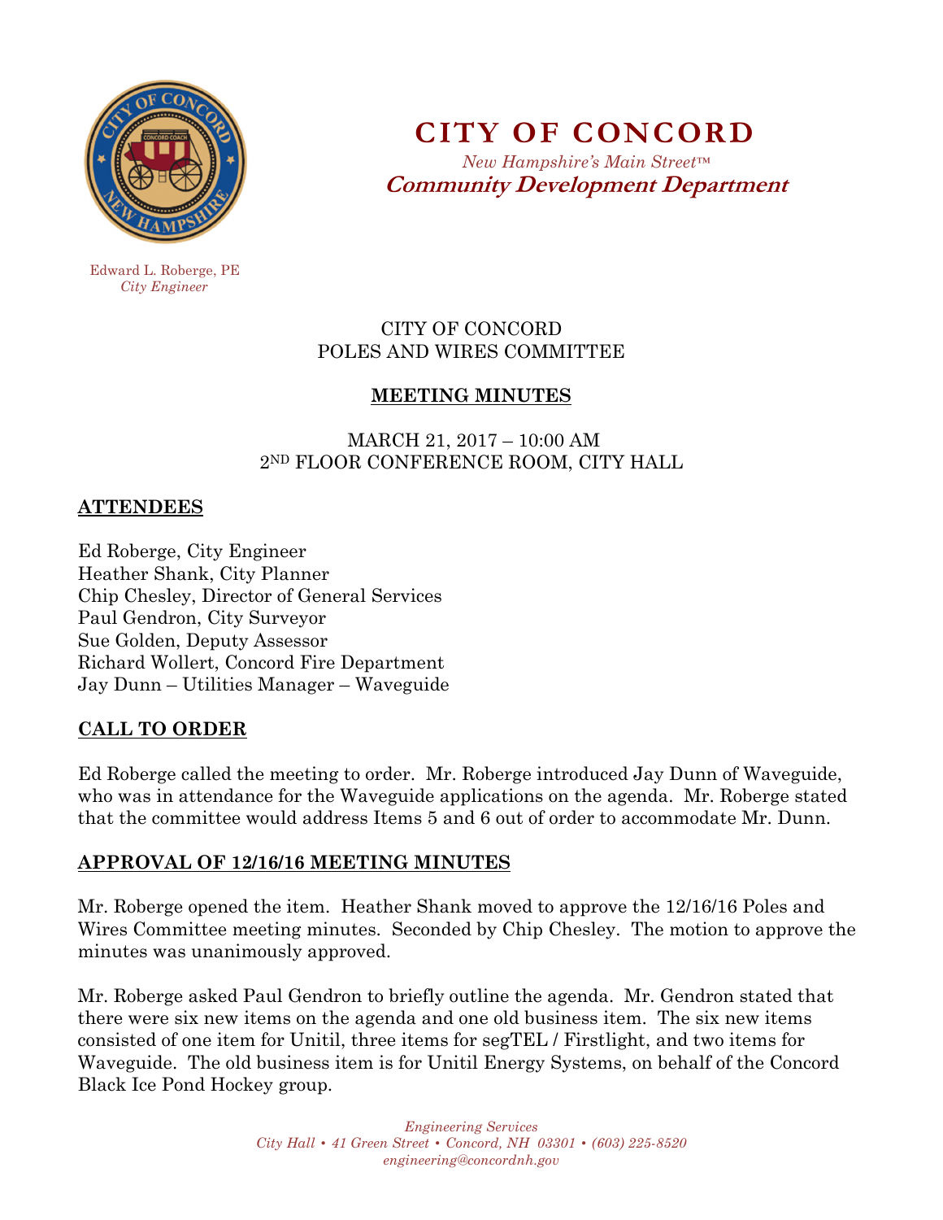# CITY OF CONCORD

*New Hampshire's Main Street™*

**Community Development Department**

Edward L. Roberge, PE
*City Engineer*

CITY OF CONCORD
POLES AND WIRES COMMITTEE

## MEETING MINUTES

MARCH 21, 2017 – 10:00 AM
2ND FLOOR CONFERENCE ROOM, CITY HALL

## ATTENDEES

Ed Roberge, City Engineer
Heather Shank, City Planner
Chip Chesley, Director of General Services
Paul Gendron, City Surveyor
Sue Golden, Deputy Assessor
Richard Wollert, Concord Fire Department
Jay Dunn – Utilities Manager – Waveguide

## CALL TO ORDER

Ed Roberge called the meeting to order. Mr. Roberge introduced Jay Dunn of Waveguide, who was in attendance for the Waveguide applications on the agenda. Mr. Roberge stated that the committee would address Items 5 and 6 out of order to accommodate Mr. Dunn.

## APPROVAL OF 12/16/16 MEETING MINUTES

Mr. Roberge opened the item. Heather Shank moved to approve the 12/16/16 Poles and Wires Committee meeting minutes. Seconded by Chip Chesley. The motion to approve the minutes was unanimously approved.

Mr. Roberge asked Paul Gendron to briefly outline the agenda. Mr. Gendron stated that there were six new items on the agenda and one old business item. The six new items consisted of one item for Unitil, three items for segTEL / Firstlight, and two items for Waveguide. The old business item is for Unitil Energy Systems, on behalf of the Concord Black Ice Pond Hockey group.

*Engineering Services*
*City Hall • 41 Green Street • Concord, NH 03301 • (603) 225-8520*
*engineering@concordnh.gov*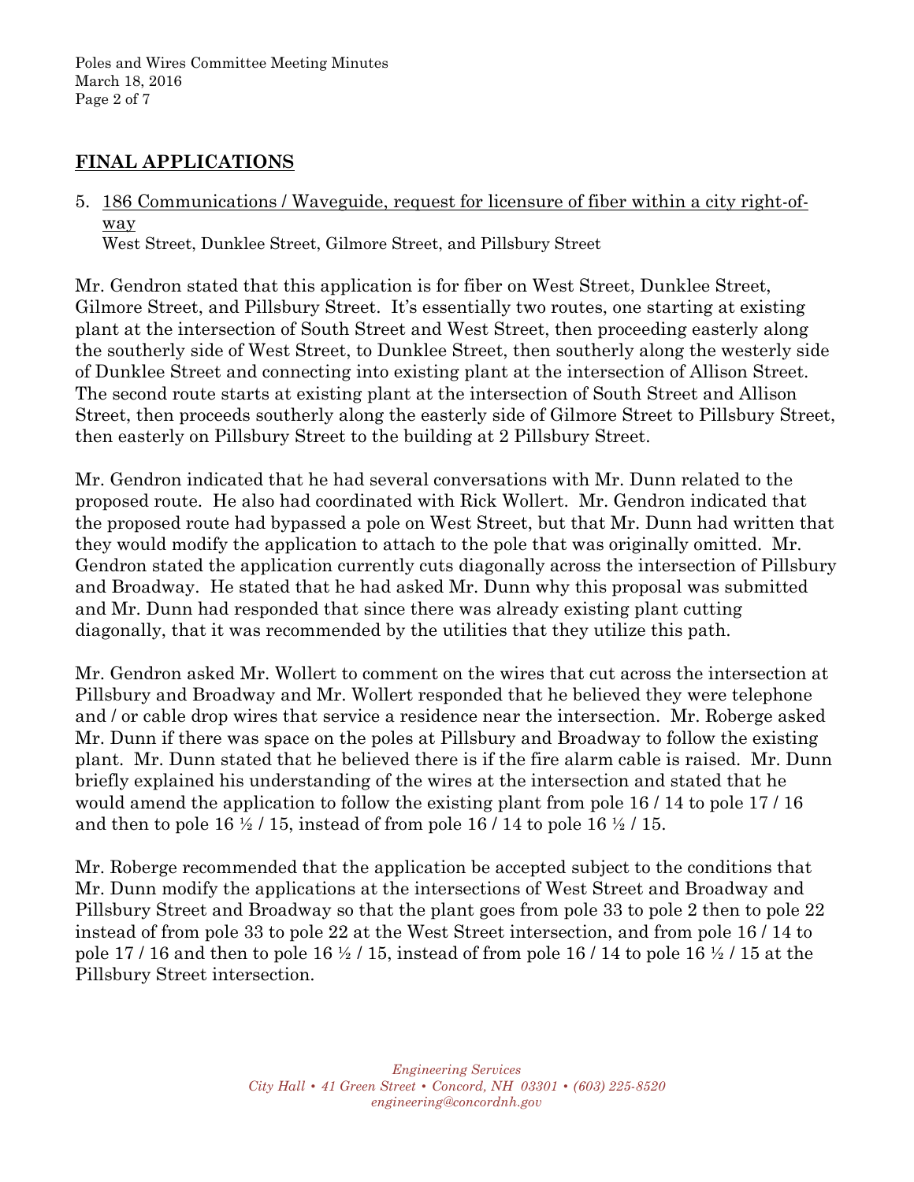## FINAL APPLICATIONS

5. 186 Communications / Waveguide, request for licensure of fiber within a city right-of-way
   West Street, Dunklee Street, Gilmore Street, and Pillsbury Street

Mr. Gendron stated that this application is for fiber on West Street, Dunklee Street, Gilmore Street, and Pillsbury Street. It's essentially two routes, one starting at existing plant at the intersection of South Street and West Street, then proceeding easterly along the southerly side of West Street, to Dunklee Street, then southerly along the westerly side of Dunklee Street and connecting into existing plant at the intersection of Allison Street. The second route starts at existing plant at the intersection of South Street and Allison Street, then proceeds southerly along the easterly side of Gilmore Street to Pillsbury Street, then easterly on Pillsbury Street to the building at 2 Pillsbury Street.

Mr. Gendron indicated that he had several conversations with Mr. Dunn related to the proposed route. He also had coordinated with Rick Wollert. Mr. Gendron indicated that the proposed route had bypassed a pole on West Street, but that Mr. Dunn had written that they would modify the application to attach to the pole that was originally omitted. Mr. Gendron stated the application currently cuts diagonally across the intersection of Pillsbury and Broadway. He stated that he had asked Mr. Dunn why this proposal was submitted and Mr. Dunn had responded that since there was already existing plant cutting diagonally, that it was recommended by the utilities that they utilize this path.

Mr. Gendron asked Mr. Wollert to comment on the wires that cut across the intersection at Pillsbury and Broadway and Mr. Wollert responded that he believed they were telephone and / or cable drop wires that service a residence near the intersection. Mr. Roberge asked Mr. Dunn if there was space on the poles at Pillsbury and Broadway to follow the existing plant. Mr. Dunn stated that he believed there is if the fire alarm cable is raised. Mr. Dunn briefly explained his understanding of the wires at the intersection and stated that he would amend the application to follow the existing plant from pole 16 / 14 to pole 17 / 16 and then to pole 16 ½ / 15, instead of from pole 16 / 14 to pole 16 ½ / 15.

Mr. Roberge recommended that the application be accepted subject to the conditions that Mr. Dunn modify the applications at the intersections of West Street and Broadway and Pillsbury Street and Broadway so that the plant goes from pole 33 to pole 2 then to pole 22 instead of from pole 33 to pole 22 at the West Street intersection, and from pole 16 / 14 to pole 17 / 16 and then to pole 16 ½ / 15, instead of from pole 16 / 14 to pole 16 ½ / 15 at the Pillsbury Street intersection.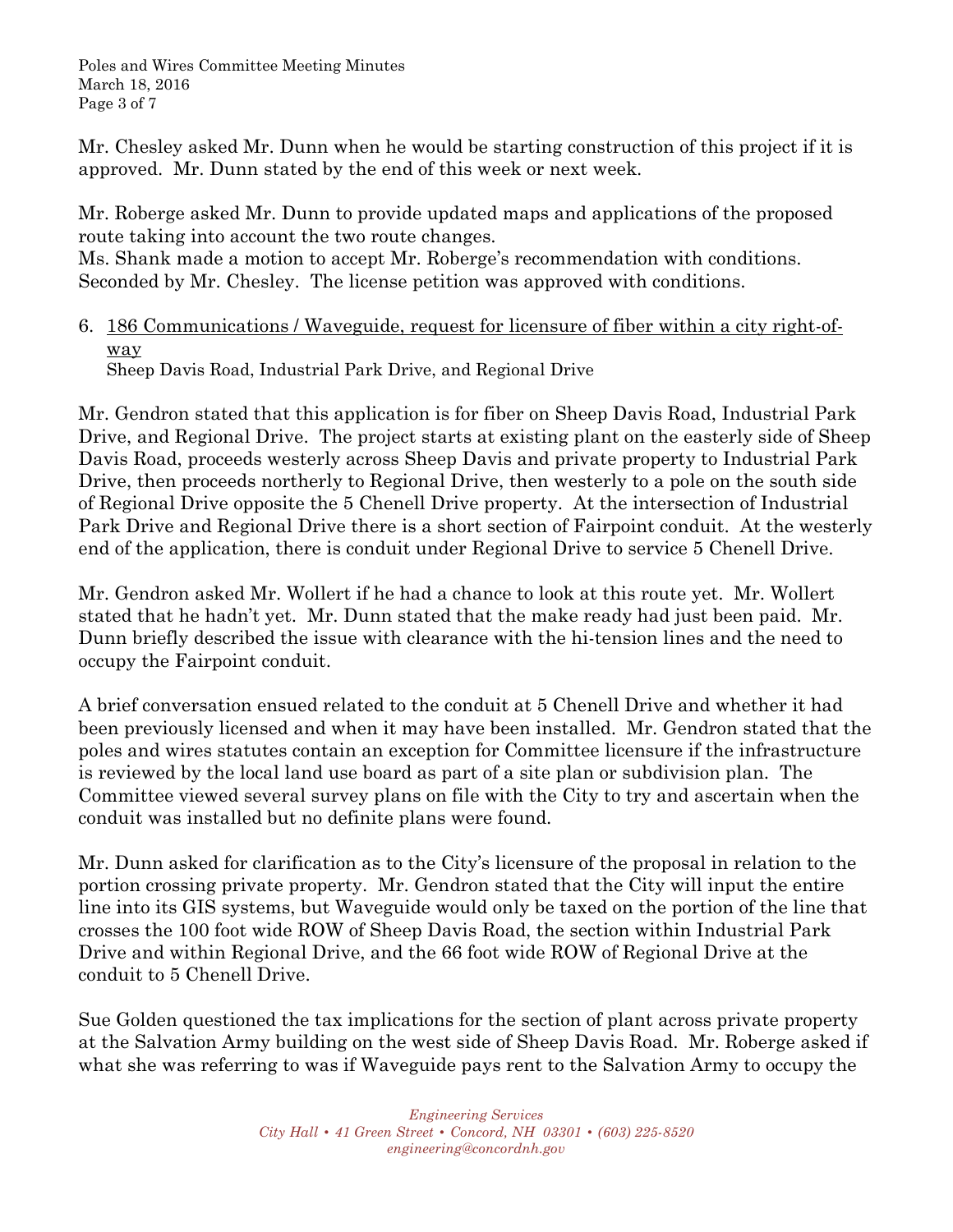Mr. Chesley asked Mr. Dunn when he would be starting construction of this project if it is approved. Mr. Dunn stated by the end of this week or next week.

Mr. Roberge asked Mr. Dunn to provide updated maps and applications of the proposed route taking into account the two route changes.
Ms. Shank made a motion to accept Mr. Roberge's recommendation with conditions. Seconded by Mr. Chesley. The license petition was approved with conditions.

6. <u>186 Communications / Waveguide, request for licensure of fiber within a city right-of-way</u>
   Sheep Davis Road, Industrial Park Drive, and Regional Drive

Mr. Gendron stated that this application is for fiber on Sheep Davis Road, Industrial Park Drive, and Regional Drive. The project starts at existing plant on the easterly side of Sheep Davis Road, proceeds westerly across Sheep Davis and private property to Industrial Park Drive, then proceeds northerly to Regional Drive, then westerly to a pole on the south side of Regional Drive opposite the 5 Chenell Drive property. At the intersection of Industrial Park Drive and Regional Drive there is a short section of Fairpoint conduit. At the westerly end of the application, there is conduit under Regional Drive to service 5 Chenell Drive.

Mr. Gendron asked Mr. Wollert if he had a chance to look at this route yet. Mr. Wollert stated that he hadn't yet. Mr. Dunn stated that the make ready had just been paid. Mr. Dunn briefly described the issue with clearance with the hi-tension lines and the need to occupy the Fairpoint conduit.

A brief conversation ensued related to the conduit at 5 Chenell Drive and whether it had been previously licensed and when it may have been installed. Mr. Gendron stated that the poles and wires statutes contain an exception for Committee licensure if the infrastructure is reviewed by the local land use board as part of a site plan or subdivision plan. The Committee viewed several survey plans on file with the City to try and ascertain when the conduit was installed but no definite plans were found.

Mr. Dunn asked for clarification as to the City's licensure of the proposal in relation to the portion crossing private property. Mr. Gendron stated that the City will input the entire line into its GIS systems, but Waveguide would only be taxed on the portion of the line that crosses the 100 foot wide ROW of Sheep Davis Road, the section within Industrial Park Drive and within Regional Drive, and the 66 foot wide ROW of Regional Drive at the conduit to 5 Chenell Drive.

Sue Golden questioned the tax implications for the section of plant across private property at the Salvation Army building on the west side of Sheep Davis Road. Mr. Roberge asked if what she was referring to was if Waveguide pays rent to the Salvation Army to occupy the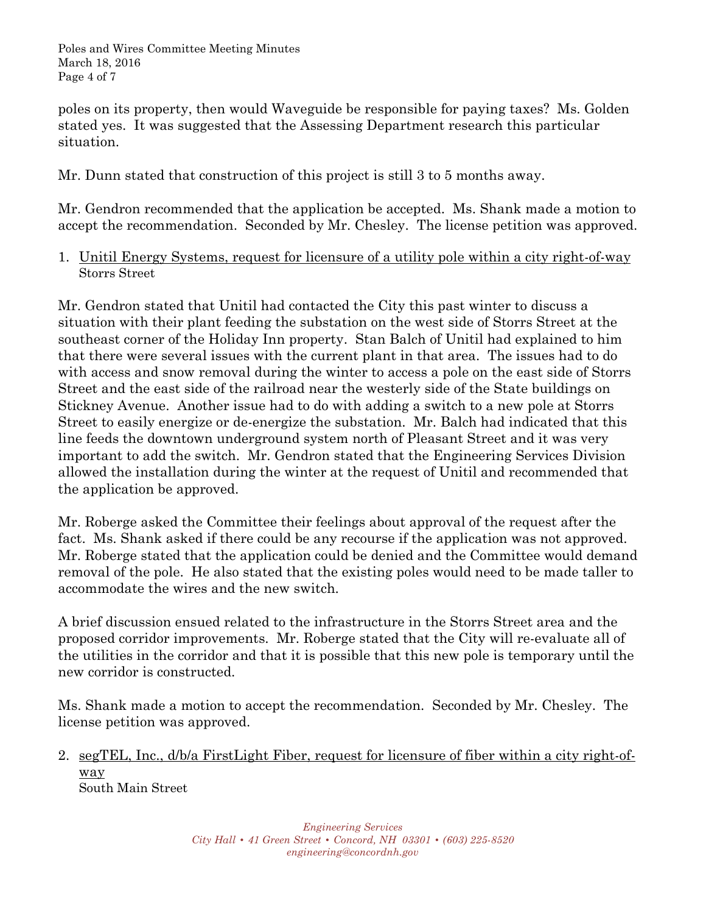poles on its property, then would Waveguide be responsible for paying taxes? Ms. Golden stated yes. It was suggested that the Assessing Department research this particular situation.

Mr. Dunn stated that construction of this project is still 3 to 5 months away.

Mr. Gendron recommended that the application be accepted. Ms. Shank made a motion to accept the recommendation. Seconded by Mr. Chesley. The license petition was approved.

1. <u>Unitil Energy Systems, request for licensure of a utility pole within a city right-of-way</u>
   Storrs Street

Mr. Gendron stated that Unitil had contacted the City this past winter to discuss a situation with their plant feeding the substation on the west side of Storrs Street at the southeast corner of the Holiday Inn property. Stan Balch of Unitil had explained to him that there were several issues with the current plant in that area. The issues had to do with access and snow removal during the winter to access a pole on the east side of Storrs Street and the east side of the railroad near the westerly side of the State buildings on Stickney Avenue. Another issue had to do with adding a switch to a new pole at Storrs Street to easily energize or de-energize the substation. Mr. Balch had indicated that this line feeds the downtown underground system north of Pleasant Street and it was very important to add the switch. Mr. Gendron stated that the Engineering Services Division allowed the installation during the winter at the request of Unitil and recommended that the application be approved.

Mr. Roberge asked the Committee their feelings about approval of the request after the fact. Ms. Shank asked if there could be any recourse if the application was not approved. Mr. Roberge stated that the application could be denied and the Committee would demand removal of the pole. He also stated that the existing poles would need to be made taller to accommodate the wires and the new switch.

A brief discussion ensued related to the infrastructure in the Storrs Street area and the proposed corridor improvements. Mr. Roberge stated that the City will re-evaluate all of the utilities in the corridor and that it is possible that this new pole is temporary until the new corridor is constructed.

Ms. Shank made a motion to accept the recommendation. Seconded by Mr. Chesley. The license petition was approved.

2. <u>segTEL, Inc., d/b/a FirstLight Fiber, request for licensure of fiber within a city right-of-way</u>
   South Main Street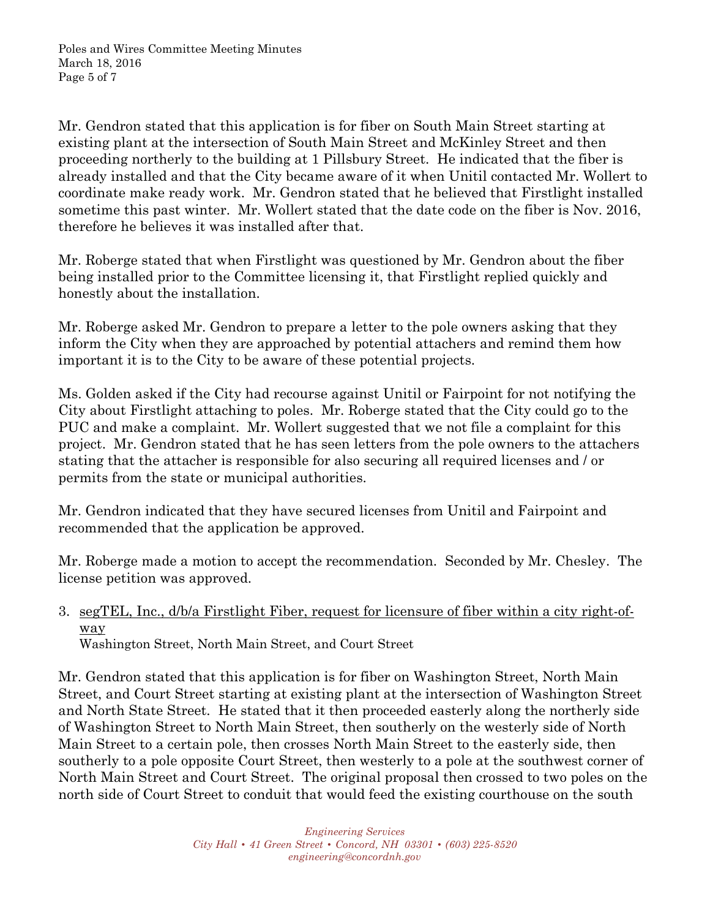Mr. Gendron stated that this application is for fiber on South Main Street starting at existing plant at the intersection of South Main Street and McKinley Street and then proceeding northerly to the building at 1 Pillsbury Street. He indicated that the fiber is already installed and that the City became aware of it when Unitil contacted Mr. Wollert to coordinate make ready work. Mr. Gendron stated that he believed that Firstlight installed sometime this past winter. Mr. Wollert stated that the date code on the fiber is Nov. 2016, therefore he believes it was installed after that.

Mr. Roberge stated that when Firstlight was questioned by Mr. Gendron about the fiber being installed prior to the Committee licensing it, that Firstlight replied quickly and honestly about the installation.

Mr. Roberge asked Mr. Gendron to prepare a letter to the pole owners asking that they inform the City when they are approached by potential attachers and remind them how important it is to the City to be aware of these potential projects.

Ms. Golden asked if the City had recourse against Unitil or Fairpoint for not notifying the City about Firstlight attaching to poles. Mr. Roberge stated that the City could go to the PUC and make a complaint. Mr. Wollert suggested that we not file a complaint for this project. Mr. Gendron stated that he has seen letters from the pole owners to the attachers stating that the attacher is responsible for also securing all required licenses and / or permits from the state or municipal authorities.

Mr. Gendron indicated that they have secured licenses from Unitil and Fairpoint and recommended that the application be approved.

Mr. Roberge made a motion to accept the recommendation. Seconded by Mr. Chesley. The license petition was approved.

3. <u>segTEL, Inc., d/b/a Firstlight Fiber, request for licensure of fiber within a city right-of-way</u>
   Washington Street, North Main Street, and Court Street

Mr. Gendron stated that this application is for fiber on Washington Street, North Main Street, and Court Street starting at existing plant at the intersection of Washington Street and North State Street. He stated that it then proceeded easterly along the northerly side of Washington Street to North Main Street, then southerly on the westerly side of North Main Street to a certain pole, then crosses North Main Street to the easterly side, then southerly to a pole opposite Court Street, then westerly to a pole at the southwest corner of North Main Street and Court Street. The original proposal then crossed to two poles on the north side of Court Street to conduit that would feed the existing courthouse on the south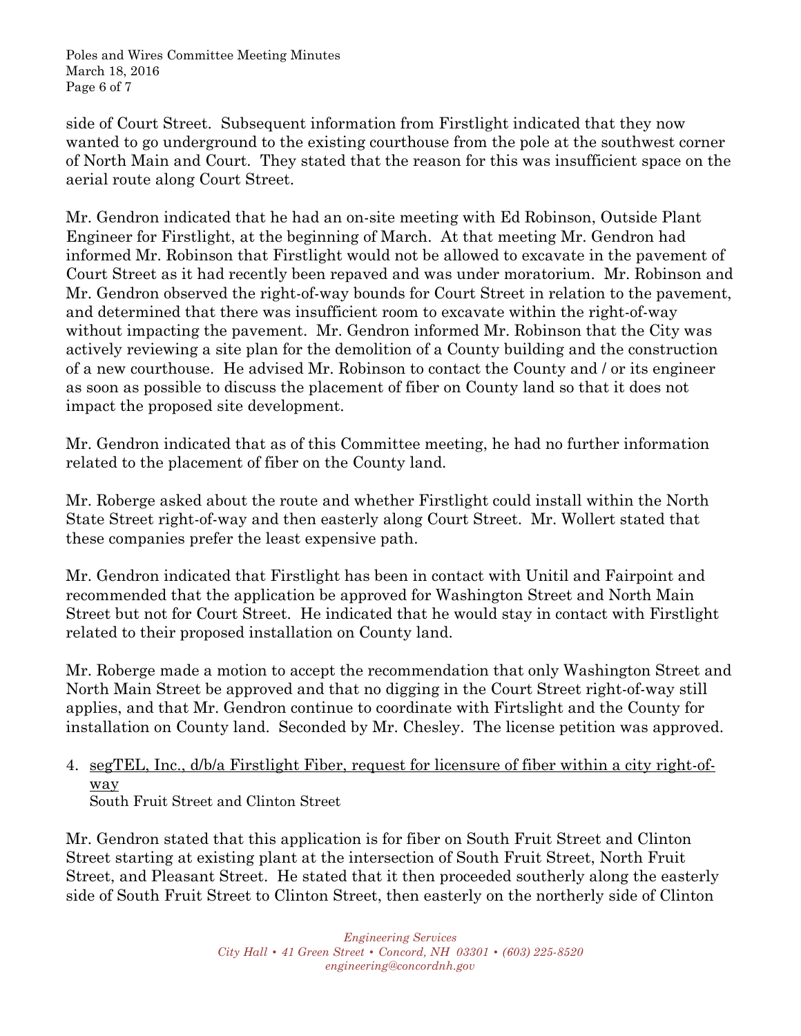side of Court Street. Subsequent information from Firstlight indicated that they now wanted to go underground to the existing courthouse from the pole at the southwest corner of North Main and Court. They stated that the reason for this was insufficient space on the aerial route along Court Street.

Mr. Gendron indicated that he had an on-site meeting with Ed Robinson, Outside Plant Engineer for Firstlight, at the beginning of March. At that meeting Mr. Gendron had informed Mr. Robinson that Firstlight would not be allowed to excavate in the pavement of Court Street as it had recently been repaved and was under moratorium. Mr. Robinson and Mr. Gendron observed the right-of-way bounds for Court Street in relation to the pavement, and determined that there was insufficient room to excavate within the right-of-way without impacting the pavement. Mr. Gendron informed Mr. Robinson that the City was actively reviewing a site plan for the demolition of a County building and the construction of a new courthouse. He advised Mr. Robinson to contact the County and / or its engineer as soon as possible to discuss the placement of fiber on County land so that it does not impact the proposed site development.

Mr. Gendron indicated that as of this Committee meeting, he had no further information related to the placement of fiber on the County land.

Mr. Roberge asked about the route and whether Firstlight could install within the North State Street right-of-way and then easterly along Court Street. Mr. Wollert stated that these companies prefer the least expensive path.

Mr. Gendron indicated that Firstlight has been in contact with Unitil and Fairpoint and recommended that the application be approved for Washington Street and North Main Street but not for Court Street. He indicated that he would stay in contact with Firstlight related to their proposed installation on County land.

Mr. Roberge made a motion to accept the recommendation that only Washington Street and North Main Street be approved and that no digging in the Court Street right-of-way still applies, and that Mr. Gendron continue to coordinate with Firtslight and the County for installation on County land. Seconded by Mr. Chesley. The license petition was approved.

4. <u>segTEL, Inc., d/b/a Firstlight Fiber, request for licensure of fiber within a city right-of-way</u>
   South Fruit Street and Clinton Street

Mr. Gendron stated that this application is for fiber on South Fruit Street and Clinton Street starting at existing plant at the intersection of South Fruit Street, North Fruit Street, and Pleasant Street. He stated that it then proceeded southerly along the easterly side of South Fruit Street to Clinton Street, then easterly on the northerly side of Clinton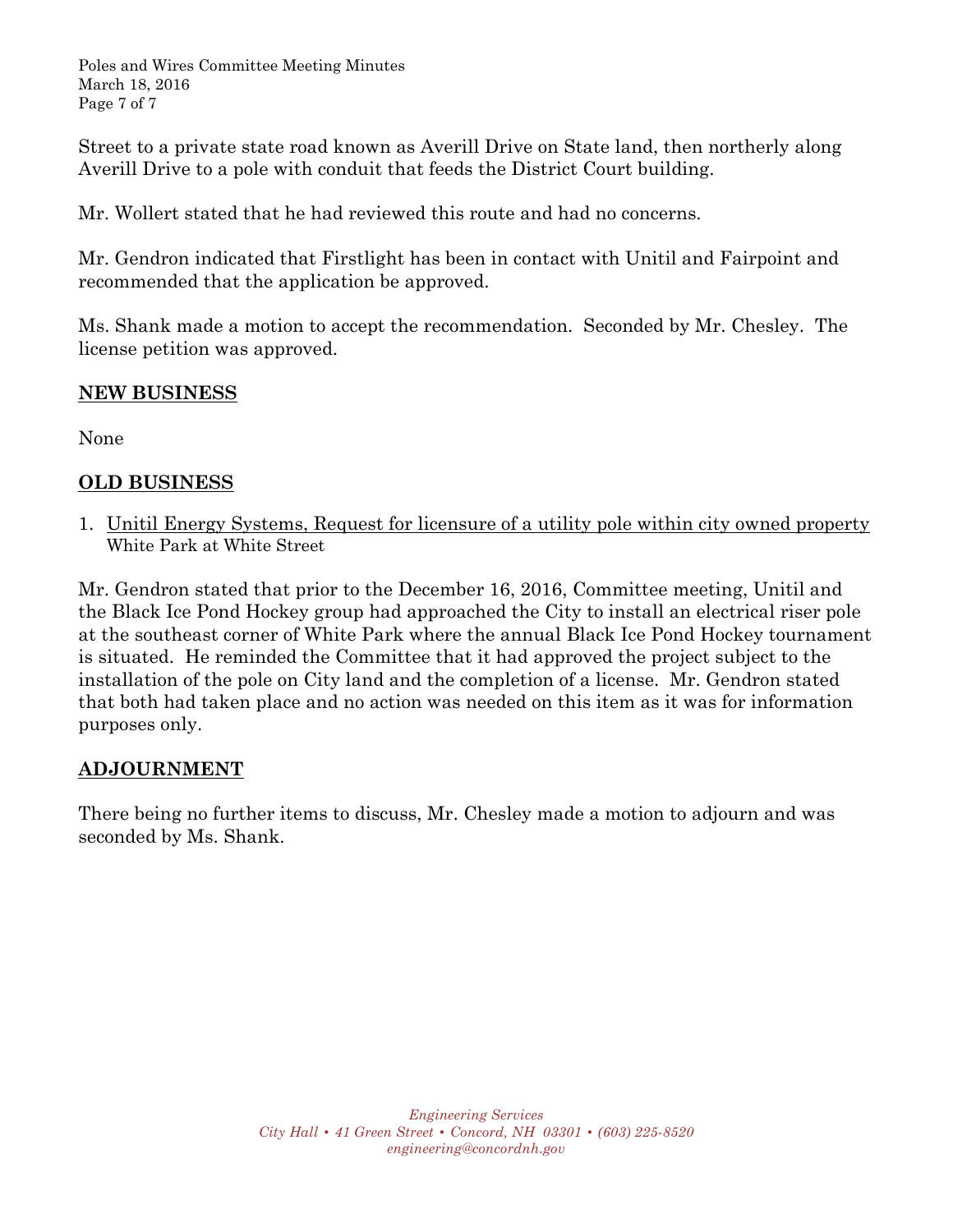Street to a private state road known as Averill Drive on State land, then northerly along Averill Drive to a pole with conduit that feeds the District Court building.

Mr. Wollert stated that he had reviewed this route and had no concerns.

Mr. Gendron indicated that Firstlight has been in contact with Unitil and Fairpoint and recommended that the application be approved.

Ms. Shank made a motion to accept the recommendation. Seconded by Mr. Chesley. The license petition was approved.

## NEW BUSINESS

None

## OLD BUSINESS

1. Unitil Energy Systems, Request for licensure of a utility pole within city owned property
   White Park at White Street

Mr. Gendron stated that prior to the December 16, 2016, Committee meeting, Unitil and the Black Ice Pond Hockey group had approached the City to install an electrical riser pole at the southeast corner of White Park where the annual Black Ice Pond Hockey tournament is situated. He reminded the Committee that it had approved the project subject to the installation of the pole on City land and the completion of a license. Mr. Gendron stated that both had taken place and no action was needed on this item as it was for information purposes only.

## ADJOURNMENT

There being no further items to discuss, Mr. Chesley made a motion to adjourn and was seconded by Ms. Shank.